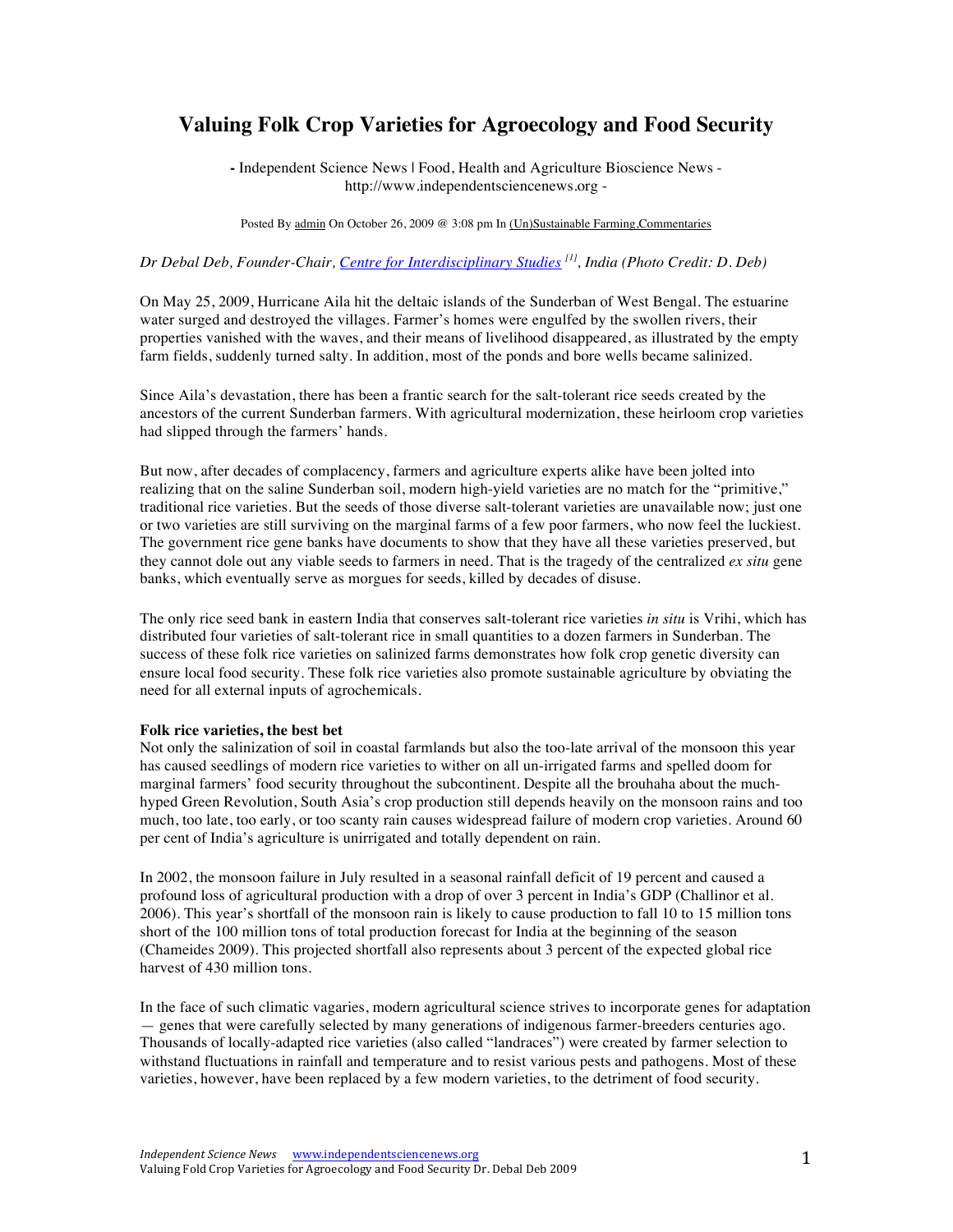# Valuing Folk Crop Varieties for Agroecology and Food Security

**-** Independent Science News | Food, Health and Agriculture Bioscience News - http://www.independentsciencenews.org -

Posted By admin On October 26, 2009 @ 3:08 pm In (Un)Sustainable Farming,Commentaries

*Dr Debal Deb, Founder-Chair, Centre for Interdisciplinary Studies [1], India (Photo Credit: D. Deb)*

On May 25, 2009, Hurricane Aila hit the deltaic islands of the Sunderban of West Bengal. The estuarine water surged and destroyed the villages. Farmer's homes were engulfed by the swollen rivers, their properties vanished with the waves, and their means of livelihood disappeared, as illustrated by the empty farm fields, suddenly turned salty. In addition, most of the ponds and bore wells became salinized.

Since Aila's devastation, there has been a frantic search for the salt-tolerant rice seeds created by the ancestors of the current Sunderban farmers. With agricultural modernization, these heirloom crop varieties had slipped through the farmers' hands.

But now, after decades of complacency, farmers and agriculture experts alike have been jolted into realizing that on the saline Sunderban soil, modern high-yield varieties are no match for the "primitive," traditional rice varieties. But the seeds of those diverse salt-tolerant varieties are unavailable now; just one or two varieties are still surviving on the marginal farms of a few poor farmers, who now feel the luckiest. The government rice gene banks have documents to show that they have all these varieties preserved, but they cannot dole out any viable seeds to farmers in need. That is the tragedy of the centralized *ex situ* gene banks, which eventually serve as morgues for seeds, killed by decades of disuse.

The only rice seed bank in eastern India that conserves salt-tolerant rice varieties *in situ* is Vrihi, which has distributed four varieties of salt-tolerant rice in small quantities to a dozen farmers in Sunderban. The success of these folk rice varieties on salinized farms demonstrates how folk crop genetic diversity can ensure local food security. These folk rice varieties also promote sustainable agriculture by obviating the need for all external inputs of agrochemicals.

**Folk rice varieties, the best bet**

Not only the salinization of soil in coastal farmlands but also the too-late arrival of the monsoon this year has caused seedlings of modern rice varieties to wither on all un-irrigated farms and spelled doom for marginal farmers' food security throughout the subcontinent. Despite all the brouhaha about the much-hyped Green Revolution, South Asia's crop production still depends heavily on the monsoon rains and too much, too late, too early, or too scanty rain causes widespread failure of modern crop varieties. Around 60 per cent of India's agriculture is unirrigated and totally dependent on rain.

In 2002, the monsoon failure in July resulted in a seasonal rainfall deficit of 19 percent and caused a profound loss of agricultural production with a drop of over 3 percent in India's GDP (Challinor et al. 2006). This year's shortfall of the monsoon rain is likely to cause production to fall 10 to 15 million tons short of the 100 million tons of total production forecast for India at the beginning of the season (Chameides 2009). This projected shortfall also represents about 3 percent of the expected global rice harvest of 430 million tons.

In the face of such climatic vagaries, modern agricultural science strives to incorporate genes for adaptation — genes that were carefully selected by many generations of indigenous farmer-breeders centuries ago. Thousands of locally-adapted rice varieties (also called "landraces") were created by farmer selection to withstand fluctuations in rainfall and temperature and to resist various pests and pathogens. Most of these varieties, however, have been replaced by a few modern varieties, to the detriment of food security.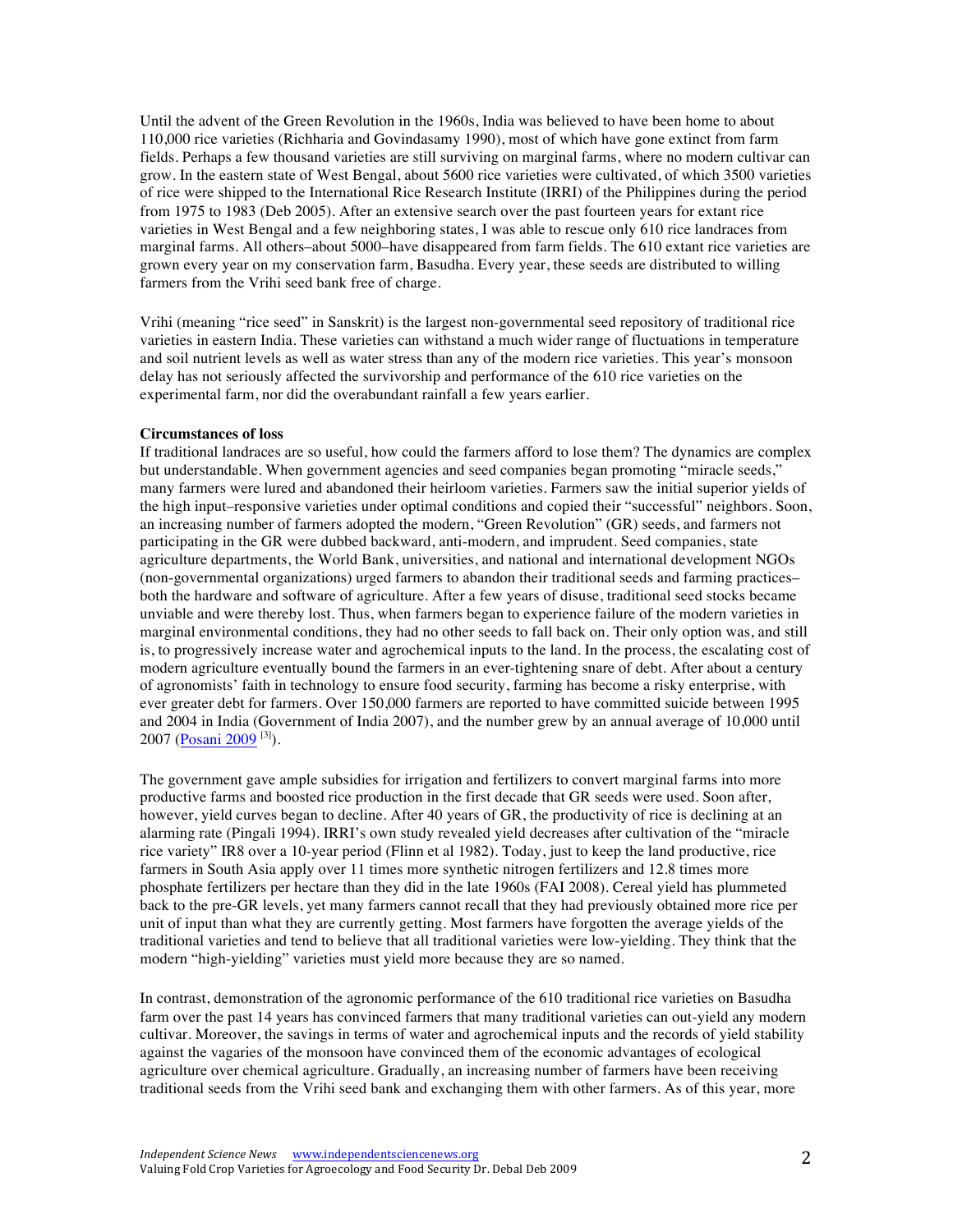Until the advent of the Green Revolution in the 1960s, India was believed to have been home to about 110,000 rice varieties (Richharia and Govindasamy 1990), most of which have gone extinct from farm fields. Perhaps a few thousand varieties are still surviving on marginal farms, where no modern cultivar can grow. In the eastern state of West Bengal, about 5600 rice varieties were cultivated, of which 3500 varieties of rice were shipped to the International Rice Research Institute (IRRI) of the Philippines during the period from 1975 to 1983 (Deb 2005). After an extensive search over the past fourteen years for extant rice varieties in West Bengal and a few neighboring states, I was able to rescue only 610 rice landraces from marginal farms. All others–about 5000–have disappeared from farm fields. The 610 extant rice varieties are grown every year on my conservation farm, Basudha. Every year, these seeds are distributed to willing farmers from the Vrihi seed bank free of charge.

Vrihi (meaning "rice seed" in Sanskrit) is the largest non-governmental seed repository of traditional rice varieties in eastern India. These varieties can withstand a much wider range of fluctuations in temperature and soil nutrient levels as well as water stress than any of the modern rice varieties. This year's monsoon delay has not seriously affected the survivorship and performance of the 610 rice varieties on the experimental farm, nor did the overabundant rainfall a few years earlier.

**Circumstances of loss**

If traditional landraces are so useful, how could the farmers afford to lose them? The dynamics are complex but understandable. When government agencies and seed companies began promoting "miracle seeds," many farmers were lured and abandoned their heirloom varieties. Farmers saw the initial superior yields of the high input–responsive varieties under optimal conditions and copied their "successful" neighbors. Soon, an increasing number of farmers adopted the modern, "Green Revolution" (GR) seeds, and farmers not participating in the GR were dubbed backward, anti-modern, and imprudent. Seed companies, state agriculture departments, the World Bank, universities, and national and international development NGOs (non-governmental organizations) urged farmers to abandon their traditional seeds and farming practices–both the hardware and software of agriculture. After a few years of disuse, traditional seed stocks became unviable and were thereby lost. Thus, when farmers began to experience failure of the modern varieties in marginal environmental conditions, they had no other seeds to fall back on. Their only option was, and still is, to progressively increase water and agrochemical inputs to the land. In the process, the escalating cost of modern agriculture eventually bound the farmers in an ever-tightening snare of debt. After about a century of agronomists' faith in technology to ensure food security, farming has become a risky enterprise, with ever greater debt for farmers. Over 150,000 farmers are reported to have committed suicide between 1995 and 2004 in India (Government of India 2007), and the number grew by an annual average of 10,000 until 2007 (Posani 2009 [3]).

The government gave ample subsidies for irrigation and fertilizers to convert marginal farms into more productive farms and boosted rice production in the first decade that GR seeds were used. Soon after, however, yield curves began to decline. After 40 years of GR, the productivity of rice is declining at an alarming rate (Pingali 1994). IRRI's own study revealed yield decreases after cultivation of the "miracle rice variety" IR8 over a 10-year period (Flinn et al 1982). Today, just to keep the land productive, rice farmers in South Asia apply over 11 times more synthetic nitrogen fertilizers and 12.8 times more phosphate fertilizers per hectare than they did in the late 1960s (FAI 2008). Cereal yield has plummeted back to the pre-GR levels, yet many farmers cannot recall that they had previously obtained more rice per unit of input than what they are currently getting. Most farmers have forgotten the average yields of the traditional varieties and tend to believe that all traditional varieties were low-yielding. They think that the modern "high-yielding" varieties must yield more because they are so named.

In contrast, demonstration of the agronomic performance of the 610 traditional rice varieties on Basudha farm over the past 14 years has convinced farmers that many traditional varieties can out-yield any modern cultivar. Moreover, the savings in terms of water and agrochemical inputs and the records of yield stability against the vagaries of the monsoon have convinced them of the economic advantages of ecological agriculture over chemical agriculture. Gradually, an increasing number of farmers have been receiving traditional seeds from the Vrihi seed bank and exchanging them with other farmers. As of this year, more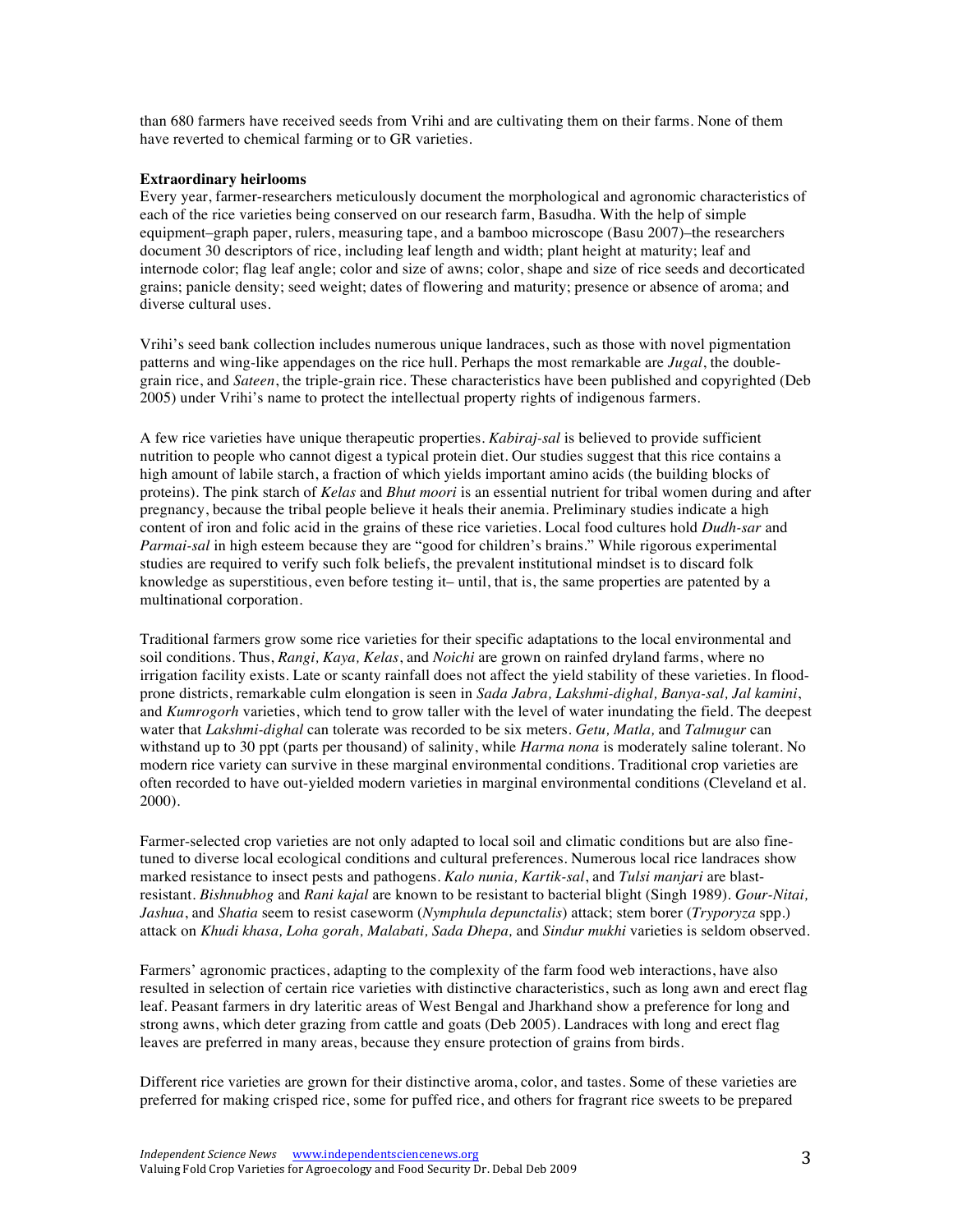than 680 farmers have received seeds from Vrihi and are cultivating them on their farms. None of them have reverted to chemical farming or to GR varieties.

**Extraordinary heirlooms**

Every year, farmer-researchers meticulously document the morphological and agronomic characteristics of each of the rice varieties being conserved on our research farm, Basudha. With the help of simple equipment–graph paper, rulers, measuring tape, and a bamboo microscope (Basu 2007)–the researchers document 30 descriptors of rice, including leaf length and width; plant height at maturity; leaf and internode color; flag leaf angle; color and size of awns; color, shape and size of rice seeds and decorticated grains; panicle density; seed weight; dates of flowering and maturity; presence or absence of aroma; and diverse cultural uses.

Vrihi's seed bank collection includes numerous unique landraces, such as those with novel pigmentation patterns and wing-like appendages on the rice hull. Perhaps the most remarkable are *Jugal*, the double-grain rice, and *Sateen*, the triple-grain rice. These characteristics have been published and copyrighted (Deb 2005) under Vrihi's name to protect the intellectual property rights of indigenous farmers.

A few rice varieties have unique therapeutic properties. *Kabiraj-sal* is believed to provide sufficient nutrition to people who cannot digest a typical protein diet. Our studies suggest that this rice contains a high amount of labile starch, a fraction of which yields important amino acids (the building blocks of proteins). The pink starch of *Kelas* and *Bhut moori* is an essential nutrient for tribal women during and after pregnancy, because the tribal people believe it heals their anemia. Preliminary studies indicate a high content of iron and folic acid in the grains of these rice varieties. Local food cultures hold *Dudh-sar* and *Parmai-sal* in high esteem because they are "good for children's brains." While rigorous experimental studies are required to verify such folk beliefs, the prevalent institutional mindset is to discard folk knowledge as superstitious, even before testing it– until, that is, the same properties are patented by a multinational corporation.

Traditional farmers grow some rice varieties for their specific adaptations to the local environmental and soil conditions. Thus, *Rangi, Kaya, Kelas*, and *Noichi* are grown on rainfed dryland farms, where no irrigation facility exists. Late or scanty rainfall does not affect the yield stability of these varieties. In flood-prone districts, remarkable culm elongation is seen in *Sada Jabra, Lakshmi-dighal, Banya-sal, Jal kamini*, and *Kumrogorh* varieties, which tend to grow taller with the level of water inundating the field. The deepest water that *Lakshmi-dighal* can tolerate was recorded to be six meters. *Getu, Matla,* and *Talmugur* can withstand up to 30 ppt (parts per thousand) of salinity, while *Harma nona* is moderately saline tolerant. No modern rice variety can survive in these marginal environmental conditions. Traditional crop varieties are often recorded to have out-yielded modern varieties in marginal environmental conditions (Cleveland et al. 2000).

Farmer-selected crop varieties are not only adapted to local soil and climatic conditions but are also fine-tuned to diverse local ecological conditions and cultural preferences. Numerous local rice landraces show marked resistance to insect pests and pathogens. *Kalo nunia, Kartik-sal*, and *Tulsi manjari* are blast-resistant. *Bishnubhog* and *Rani kajal* are known to be resistant to bacterial blight (Singh 1989). *Gour-Nitai, Jashua*, and *Shatia* seem to resist caseworm (*Nymphula depunctalis*) attack; stem borer (*Tryporyza* spp.) attack on *Khudi khasa, Loha gorah, Malabati, Sada Dhepa,* and *Sindur mukhi* varieties is seldom observed.

Farmers' agronomic practices, adapting to the complexity of the farm food web interactions, have also resulted in selection of certain rice varieties with distinctive characteristics, such as long awn and erect flag leaf. Peasant farmers in dry lateritic areas of West Bengal and Jharkhand show a preference for long and strong awns, which deter grazing from cattle and goats (Deb 2005). Landraces with long and erect flag leaves are preferred in many areas, because they ensure protection of grains from birds.

Different rice varieties are grown for their distinctive aroma, color, and tastes. Some of these varieties are preferred for making crisped rice, some for puffed rice, and others for fragrant rice sweets to be prepared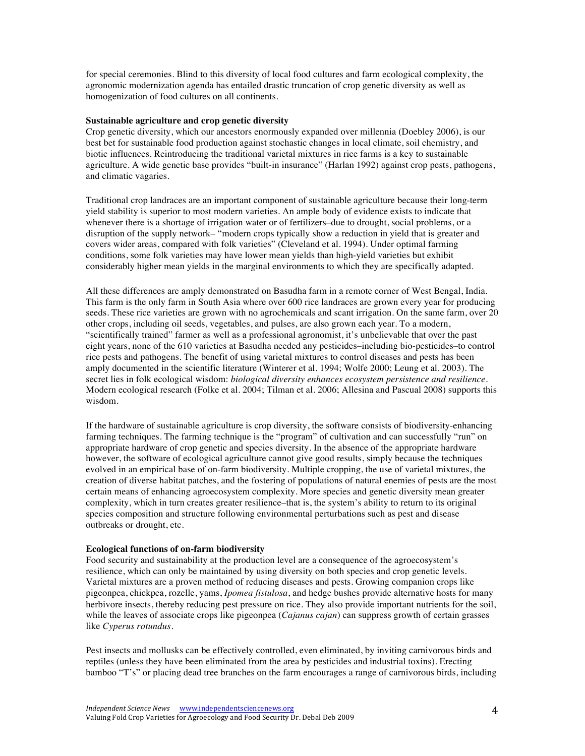for special ceremonies. Blind to this diversity of local food cultures and farm ecological complexity, the agronomic modernization agenda has entailed drastic truncation of crop genetic diversity as well as homogenization of food cultures on all continents.

**Sustainable agriculture and crop genetic diversity**

Crop genetic diversity, which our ancestors enormously expanded over millennia (Doebley 2006), is our best bet for sustainable food production against stochastic changes in local climate, soil chemistry, and biotic influences. Reintroducing the traditional varietal mixtures in rice farms is a key to sustainable agriculture. A wide genetic base provides "built-in insurance" (Harlan 1992) against crop pests, pathogens, and climatic vagaries.

Traditional crop landraces are an important component of sustainable agriculture because their long-term yield stability is superior to most modern varieties. An ample body of evidence exists to indicate that whenever there is a shortage of irrigation water or of fertilizers–due to drought, social problems, or a disruption of the supply network– "modern crops typically show a reduction in yield that is greater and covers wider areas, compared with folk varieties" (Cleveland et al. 1994). Under optimal farming conditions, some folk varieties may have lower mean yields than high-yield varieties but exhibit considerably higher mean yields in the marginal environments to which they are specifically adapted.

All these differences are amply demonstrated on Basudha farm in a remote corner of West Bengal, India. This farm is the only farm in South Asia where over 600 rice landraces are grown every year for producing seeds. These rice varieties are grown with no agrochemicals and scant irrigation. On the same farm, over 20 other crops, including oil seeds, vegetables, and pulses, are also grown each year. To a modern, "scientifically trained" farmer as well as a professional agronomist, it's unbelievable that over the past eight years, none of the 610 varieties at Basudha needed any pesticides–including bio-pesticides–to control rice pests and pathogens. The benefit of using varietal mixtures to control diseases and pests has been amply documented in the scientific literature (Winterer et al. 1994; Wolfe 2000; Leung et al. 2003). The secret lies in folk ecological wisdom: *biological diversity enhances ecosystem persistence and resilience*. Modern ecological research (Folke et al. 2004; Tilman et al. 2006; Allesina and Pascual 2008) supports this wisdom.

If the hardware of sustainable agriculture is crop diversity, the software consists of biodiversity-enhancing farming techniques. The farming technique is the "program" of cultivation and can successfully "run" on appropriate hardware of crop genetic and species diversity. In the absence of the appropriate hardware however, the software of ecological agriculture cannot give good results, simply because the techniques evolved in an empirical base of on-farm biodiversity. Multiple cropping, the use of varietal mixtures, the creation of diverse habitat patches, and the fostering of populations of natural enemies of pests are the most certain means of enhancing agroecosystem complexity. More species and genetic diversity mean greater complexity, which in turn creates greater resilience–that is, the system's ability to return to its original species composition and structure following environmental perturbations such as pest and disease outbreaks or drought, etc.

**Ecological functions of on-farm biodiversity**

Food security and sustainability at the production level are a consequence of the agroecosystem's resilience, which can only be maintained by using diversity on both species and crop genetic levels. Varietal mixtures are a proven method of reducing diseases and pests. Growing companion crops like pigeonpea, chickpea, rozelle, yams, *Ipomea fistulosa*, and hedge bushes provide alternative hosts for many herbivore insects, thereby reducing pest pressure on rice. They also provide important nutrients for the soil, while the leaves of associate crops like pigeonpea (*Cajanus cajan*) can suppress growth of certain grasses like *Cyperus rotundus*.

Pest insects and mollusks can be effectively controlled, even eliminated, by inviting carnivorous birds and reptiles (unless they have been eliminated from the area by pesticides and industrial toxins). Erecting bamboo "T's" or placing dead tree branches on the farm encourages a range of carnivorous birds, including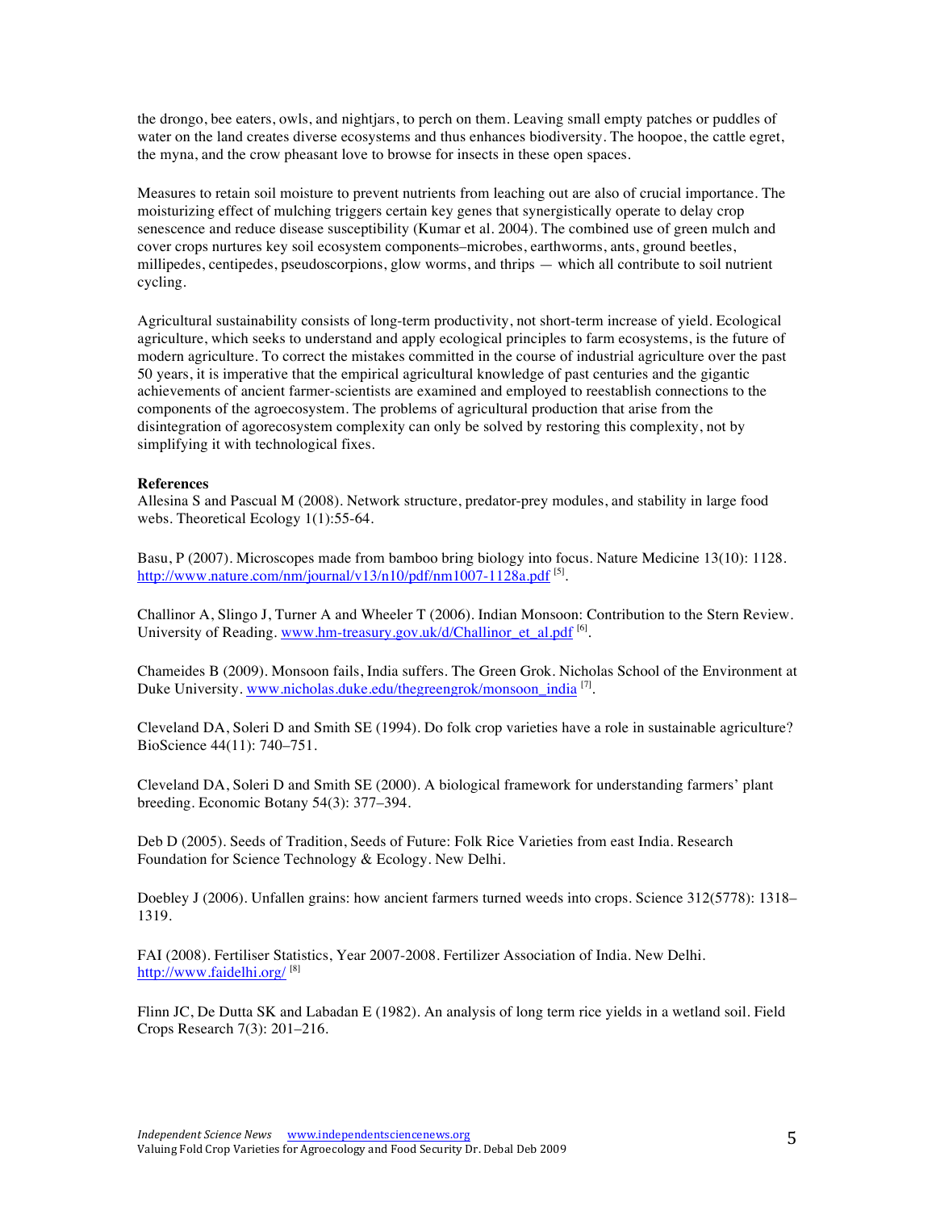the drongo, bee eaters, owls, and nightjars, to perch on them. Leaving small empty patches or puddles of water on the land creates diverse ecosystems and thus enhances biodiversity. The hoopoe, the cattle egret, the myna, and the crow pheasant love to browse for insects in these open spaces.

Measures to retain soil moisture to prevent nutrients from leaching out are also of crucial importance. The moisturizing effect of mulching triggers certain key genes that synergistically operate to delay crop senescence and reduce disease susceptibility (Kumar et al. 2004). The combined use of green mulch and cover crops nurtures key soil ecosystem components–microbes, earthworms, ants, ground beetles, millipedes, centipedes, pseudoscorpions, glow worms, and thrips — which all contribute to soil nutrient cycling.

Agricultural sustainability consists of long-term productivity, not short-term increase of yield. Ecological agriculture, which seeks to understand and apply ecological principles to farm ecosystems, is the future of modern agriculture. To correct the mistakes committed in the course of industrial agriculture over the past 50 years, it is imperative that the empirical agricultural knowledge of past centuries and the gigantic achievements of ancient farmer-scientists are examined and employed to reestablish connections to the components of the agroecosystem. The problems of agricultural production that arise from the disintegration of agorecosystem complexity can only be solved by restoring this complexity, not by simplifying it with technological fixes.

**References**

Allesina S and Pascual M (2008). Network structure, predator-prey modules, and stability in large food webs. Theoretical Ecology 1(1):55-64.

Basu, P (2007). Microscopes made from bamboo bring biology into focus. Nature Medicine 13(10): 1128. http://www.nature.com/nm/journal/v13/n10/pdf/nm1007-1128a.pdf [5].

Challinor A, Slingo J, Turner A and Wheeler T (2006). Indian Monsoon: Contribution to the Stern Review. University of Reading. www.hm-treasury.gov.uk/d/Challinor_et_al.pdf [6].

Chameides B (2009). Monsoon fails, India suffers. The Green Grok. Nicholas School of the Environment at Duke University. www.nicholas.duke.edu/thegreengrok/monsoon_india [7].

Cleveland DA, Soleri D and Smith SE (1994). Do folk crop varieties have a role in sustainable agriculture? BioScience 44(11): 740–751.

Cleveland DA, Soleri D and Smith SE (2000). A biological framework for understanding farmers' plant breeding. Economic Botany 54(3): 377–394.

Deb D (2005). Seeds of Tradition, Seeds of Future: Folk Rice Varieties from east India. Research Foundation for Science Technology & Ecology. New Delhi.

Doebley J (2006). Unfallen grains: how ancient farmers turned weeds into crops. Science 312(5778): 1318–1319.

FAI (2008). Fertiliser Statistics, Year 2007-2008. Fertilizer Association of India. New Delhi. http://www.faidelhi.org/ [8]

Flinn JC, De Dutta SK and Labadan E (1982). An analysis of long term rice yields in a wetland soil. Field Crops Research 7(3): 201–216.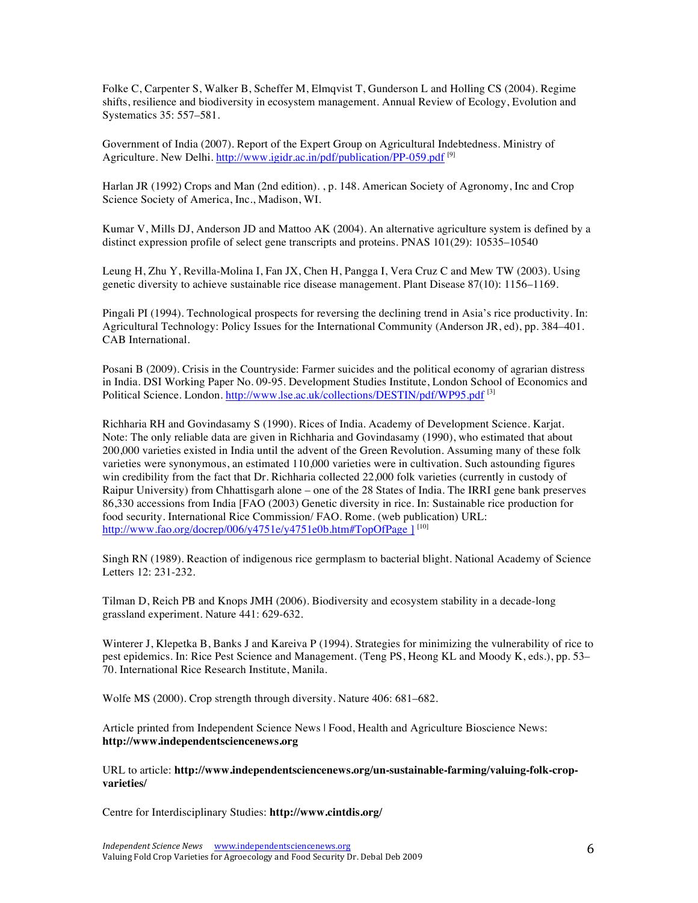Folke C, Carpenter S, Walker B, Scheffer M, Elmqvist T, Gunderson L and Holling CS (2004). Regime shifts, resilience and biodiversity in ecosystem management. Annual Review of Ecology, Evolution and Systematics 35: 557–581.

Government of India (2007). Report of the Expert Group on Agricultural Indebtedness. Ministry of Agriculture. New Delhi. http://www.igidr.ac.in/pdf/publication/PP-059.pdf [9]

Harlan JR (1992) Crops and Man (2nd edition). , p. 148. American Society of Agronomy, Inc and Crop Science Society of America, Inc., Madison, WI.

Kumar V, Mills DJ, Anderson JD and Mattoo AK (2004). An alternative agriculture system is defined by a distinct expression profile of select gene transcripts and proteins. PNAS 101(29): 10535–10540

Leung H, Zhu Y, Revilla-Molina I, Fan JX, Chen H, Pangga I, Vera Cruz C and Mew TW (2003). Using genetic diversity to achieve sustainable rice disease management. Plant Disease 87(10): 1156–1169.

Pingali PI (1994). Technological prospects for reversing the declining trend in Asia's rice productivity. In: Agricultural Technology: Policy Issues for the International Community (Anderson JR, ed), pp. 384–401. CAB International.

Posani B (2009). Crisis in the Countryside: Farmer suicides and the political economy of agrarian distress in India. DSI Working Paper No. 09-95. Development Studies Institute, London School of Economics and Political Science. London. http://www.lse.ac.uk/collections/DESTIN/pdf/WP95.pdf [3]

Richharia RH and Govindasamy S (1990). Rices of India. Academy of Development Science. Karjat. Note: The only reliable data are given in Richharia and Govindasamy (1990), who estimated that about 200,000 varieties existed in India until the advent of the Green Revolution. Assuming many of these folk varieties were synonymous, an estimated 110,000 varieties were in cultivation. Such astounding figures win credibility from the fact that Dr. Richharia collected 22,000 folk varieties (currently in custody of Raipur University) from Chhattisgarh alone – one of the 28 States of India. The IRRI gene bank preserves 86,330 accessions from India [FAO (2003) Genetic diversity in rice. In: Sustainable rice production for food security. International Rice Commission/ FAO. Rome. (web publication) URL: http://www.fao.org/docrep/006/y4751e/y4751e0b.htm#TopOfPage ] [10]

Singh RN (1989). Reaction of indigenous rice germplasm to bacterial blight. National Academy of Science Letters 12: 231-232.

Tilman D, Reich PB and Knops JMH (2006). Biodiversity and ecosystem stability in a decade-long grassland experiment. Nature 441: 629-632.

Winterer J, Klepetka B, Banks J and Kareiva P (1994). Strategies for minimizing the vulnerability of rice to pest epidemics. In: Rice Pest Science and Management. (Teng PS, Heong KL and Moody K, eds.), pp. 53–70. International Rice Research Institute, Manila.

Wolfe MS (2000). Crop strength through diversity. Nature 406: 681–682.

Article printed from Independent Science News | Food, Health and Agriculture Bioscience News: **http://www.independentsciencenews.org**

URL to article: **http://www.independentsciencenews.org/un-sustainable-farming/valuing-folk-crop-varieties/**

Centre for Interdisciplinary Studies: **http://www.cintdis.org/**